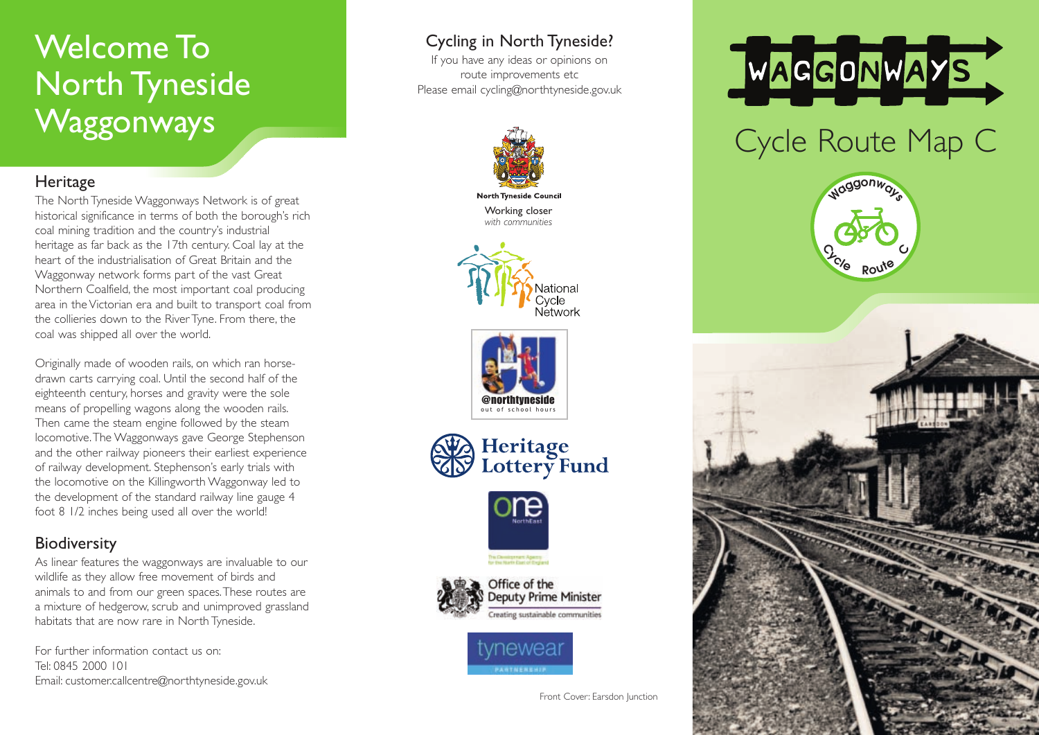# Welcome To North Tyneside Waggonways

## Heritage

The North Tyneside Waggonways Network is of great historical significance in terms of both the borough's rich coal mining tradition and the country's industrial heritage as far back as the 17th century. Coal lay at the heart of the industrialisation of Great Britain and the Waggonway network forms part of the vast Great Northern Coalfield, the most important coal producing area in the Victorian era and built to transport coal from the collieries down to the River Tyne. From there, the coal was shipped all over the world.

Originally made of wooden rails, on which ran horse-drawn carts carrying coal. Until the second half of the eighteenth century, horses and gravity were the sole means of propelling wagons along the wooden rails. Then came the steam engine followed by the steam locomotive. The Waggonways gave George Stephenson and the other railway pioneers their earliest experience of railway development. Stephenson's early trials with the locomotive on the Killingworth Waggonway led to the development of the standard railway line gauge 4 foot 8 1/2 inches being used all over the world!

## Biodiversity

As linear features the waggonways are invaluable to our wildlife as they allow free movement of birds and animals to and from our green spaces. These routes are a mixture of hedgerow, scrub and unimproved grassland habitats that are now rare in North Tyneside.

For further information contact us on:
Tel: 0845 2000 101
Email: customer.callcentre@northtyneside.gov.uk

## Cycling in North Tyneside?

If you have any ideas or opinions on route improvements etc
Please email cycling@northtyneside.gov.uk

North Tyneside Council
Working closer *with communities*

National Cycle Network

@northtyneside out of school hours

Heritage Lottery Fund

one NorthEast

Office of the Deputy Prime Minister
Creating sustainable communities

tynewear PARTNERSHIP

Front Cover: Earsdon Junction

# WAGGONWAYS

# Cycle Route Map C

Waggonways Cycle Route C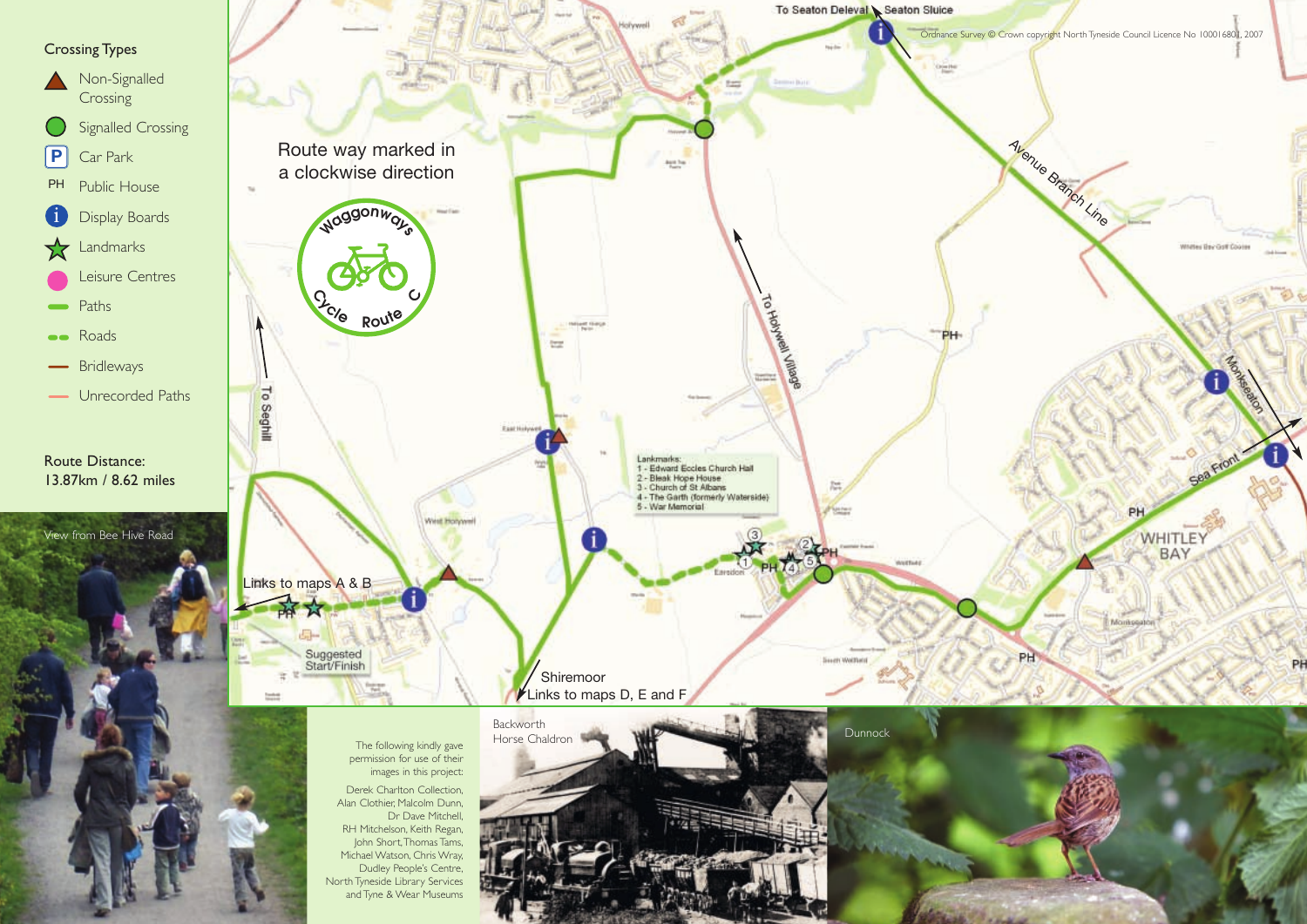## Crossing Types

- Non-Signalled Crossing
- Signalled Crossing
- P Car Park
- PH Public House
- Display Boards
- Landmarks
- Leisure Centres
- Paths
- Roads
- Bridleways
- Unrecorded Paths

Route Distance:
13.87km / 8.62 miles

View from Bee Hive Road

Route way marked in a clockwise direction

Waggonways Cycle Route C

To Seaton Delaval

Seaton Sluice

Ordnance Survey © Crown copyright North Tyneside Council Licence No 100016801, 2007

Avenue Branch Line

To Holywell Village

To Seghill

Lankmarks:
1 - Edward Eccles Church Hall
2 - Bleak Hope House
3 - Church of St Albans
4 - The Garth (formerly Waterside)
5 - War Memorial

Monkseaton

Sea Front

WHITLEY BAY

Links to maps A & B

Suggested Start/Finish

Shiremoor
Links to maps D, E and F

The following kindly gave permission for use of their images in this project:

Derek Charlton Collection, Alan Clothier, Malcolm Dunn, Dr Dave Mitchell, RH Mitchelson, Keith Regan, John Short, Thomas Tams, Michael Watson, Chris Wray, Dudley People's Centre, North Tyneside Library Services and Tyne & Wear Museums

Backworth Horse Chaldron

Dunnock